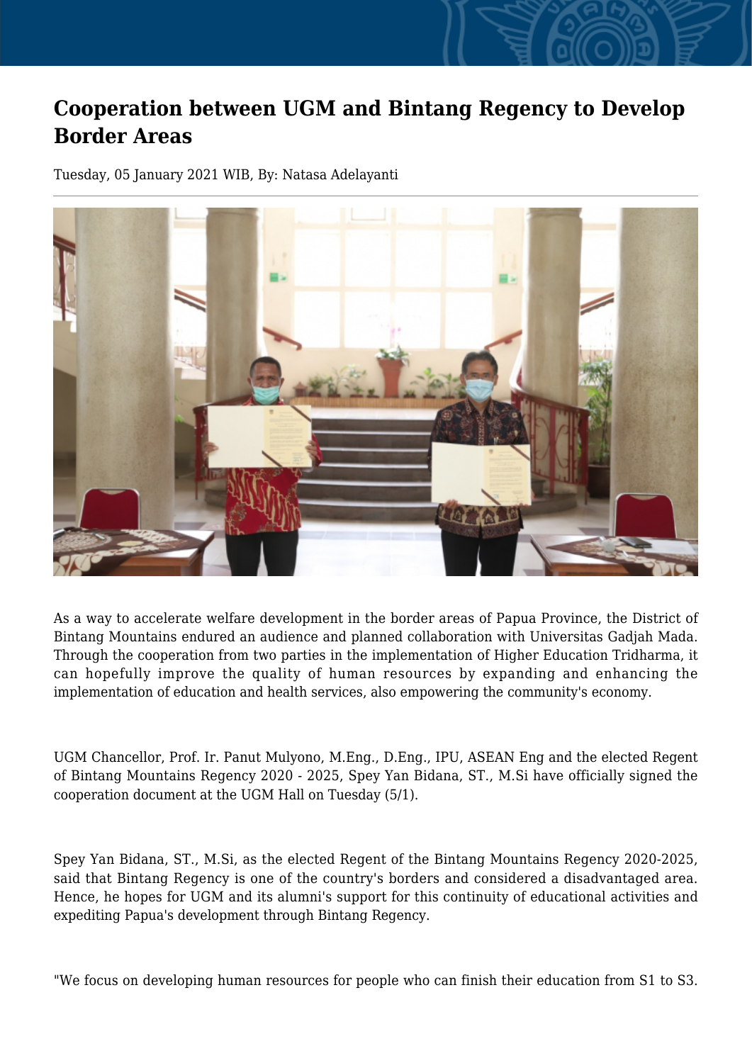# Cooperation between UGM and Bintang Regency to Develop Border Areas

Tuesday, 05 January 2021 WIB, By: Natasa Adelayanti

As a way to accelerate welfare development in the border areas of Papua Province, the District of Bintang Mountains endured an audience and planned collaboration with Universitas Gadjah Mada. Through the cooperation from two parties in the implementation of Higher Education Tridharma, it can hopefully improve the quality of human resources by expanding and enhancing the implementation of education and health services, also empowering the community's economy.

UGM Chancellor, Prof. Ir. Panut Mulyono, M.Eng., D.Eng., IPU, ASEAN Eng and the elected Regent of Bintang Mountains Regency 2020 - 2025, Spey Yan Bidana, ST., M.Si have officially signed the cooperation document at the UGM Hall on Tuesday (5/1).

Spey Yan Bidana, ST., M.Si, as the elected Regent of the Bintang Mountains Regency 2020-2025, said that Bintang Regency is one of the country's borders and considered a disadvantaged area. Hence, he hopes for UGM and its alumni's support for this continuity of educational activities and expediting Papua's development through Bintang Regency.

"We focus on developing human resources for people who can finish their education from S1 to S3.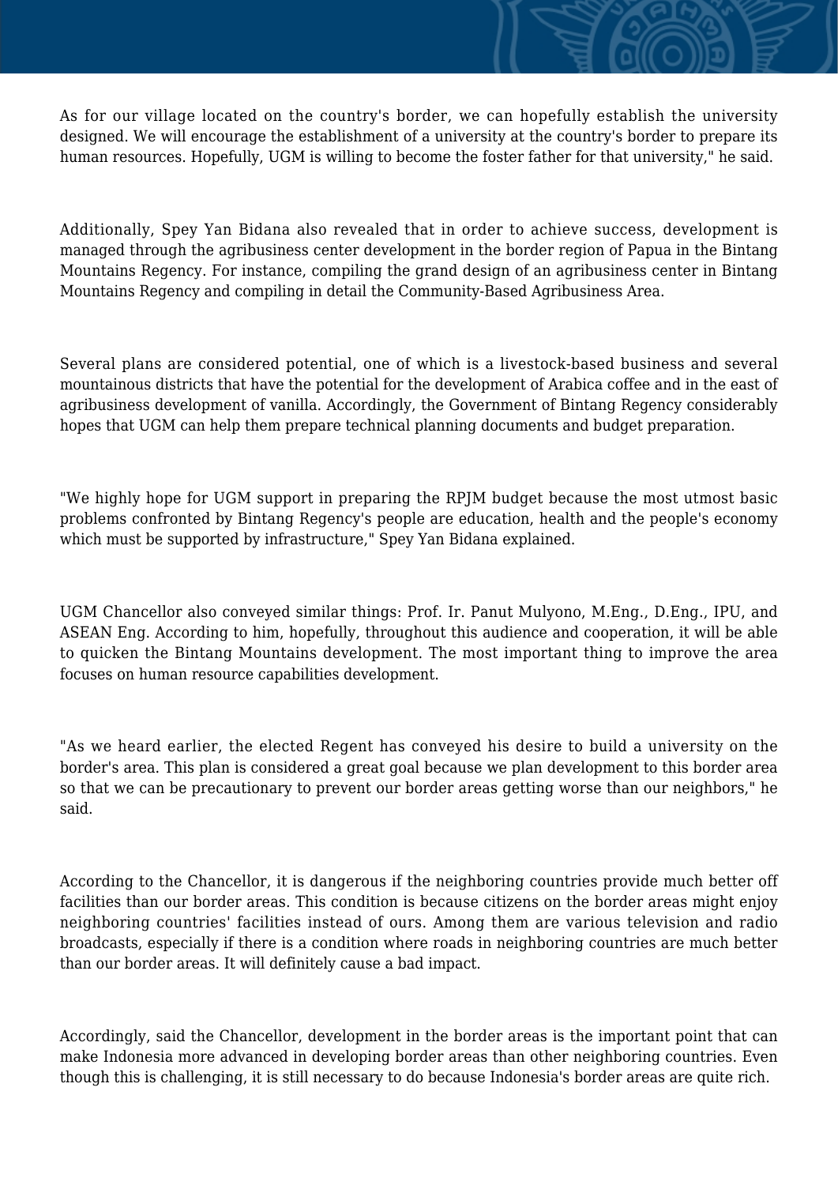As for our village located on the country's border, we can hopefully establish the university designed. We will encourage the establishment of a university at the country's border to prepare its human resources. Hopefully, UGM is willing to become the foster father for that university," he said.

Additionally, Spey Yan Bidana also revealed that in order to achieve success, development is managed through the agribusiness center development in the border region of Papua in the Bintang Mountains Regency. For instance, compiling the grand design of an agribusiness center in Bintang Mountains Regency and compiling in detail the Community-Based Agribusiness Area.

Several plans are considered potential, one of which is a livestock-based business and several mountainous districts that have the potential for the development of Arabica coffee and in the east of agribusiness development of vanilla. Accordingly, the Government of Bintang Regency considerably hopes that UGM can help them prepare technical planning documents and budget preparation.

"We highly hope for UGM support in preparing the RPJM budget because the most utmost basic problems confronted by Bintang Regency's people are education, health and the people's economy which must be supported by infrastructure," Spey Yan Bidana explained.

UGM Chancellor also conveyed similar things: Prof. Ir. Panut Mulyono, M.Eng., D.Eng., IPU, and ASEAN Eng. According to him, hopefully, throughout this audience and cooperation, it will be able to quicken the Bintang Mountains development. The most important thing to improve the area focuses on human resource capabilities development.

"As we heard earlier, the elected Regent has conveyed his desire to build a university on the border's area. This plan is considered a great goal because we plan development to this border area so that we can be precautionary to prevent our border areas getting worse than our neighbors," he said.

According to the Chancellor, it is dangerous if the neighboring countries provide much better off facilities than our border areas. This condition is because citizens on the border areas might enjoy neighboring countries' facilities instead of ours. Among them are various television and radio broadcasts, especially if there is a condition where roads in neighboring countries are much better than our border areas. It will definitely cause a bad impact.

Accordingly, said the Chancellor, development in the border areas is the important point that can make Indonesia more advanced in developing border areas than other neighboring countries. Even though this is challenging, it is still necessary to do because Indonesia's border areas are quite rich.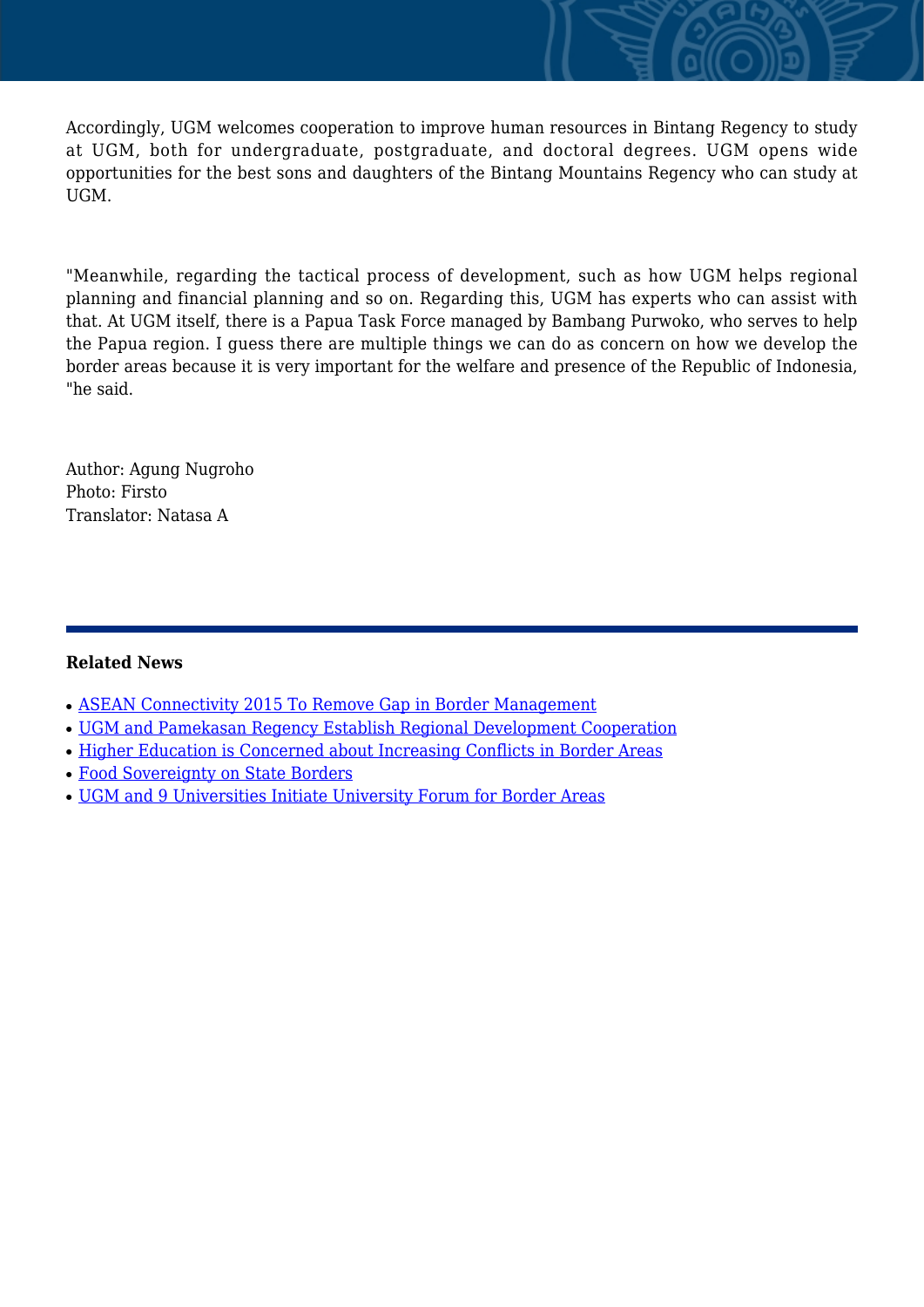Accordingly, UGM welcomes cooperation to improve human resources in Bintang Regency to study at UGM, both for undergraduate, postgraduate, and doctoral degrees. UGM opens wide opportunities for the best sons and daughters of the Bintang Mountains Regency who can study at UGM.

"Meanwhile, regarding the tactical process of development, such as how UGM helps regional planning and financial planning and so on. Regarding this, UGM has experts who can assist with that. At UGM itself, there is a Papua Task Force managed by Bambang Purwoko, who serves to help the Papua region. I guess there are multiple things we can do as concern on how we develop the border areas because it is very important for the welfare and presence of the Republic of Indonesia, "he said.

Author: Agung Nugroho
Photo: Firsto
Translator: Natasa A

**Related News**

- ASEAN Connectivity 2015 To Remove Gap in Border Management
- UGM and Pamekasan Regency Establish Regional Development Cooperation
- Higher Education is Concerned about Increasing Conflicts in Border Areas
- Food Sovereignty on State Borders
- UGM and 9 Universities Initiate University Forum for Border Areas